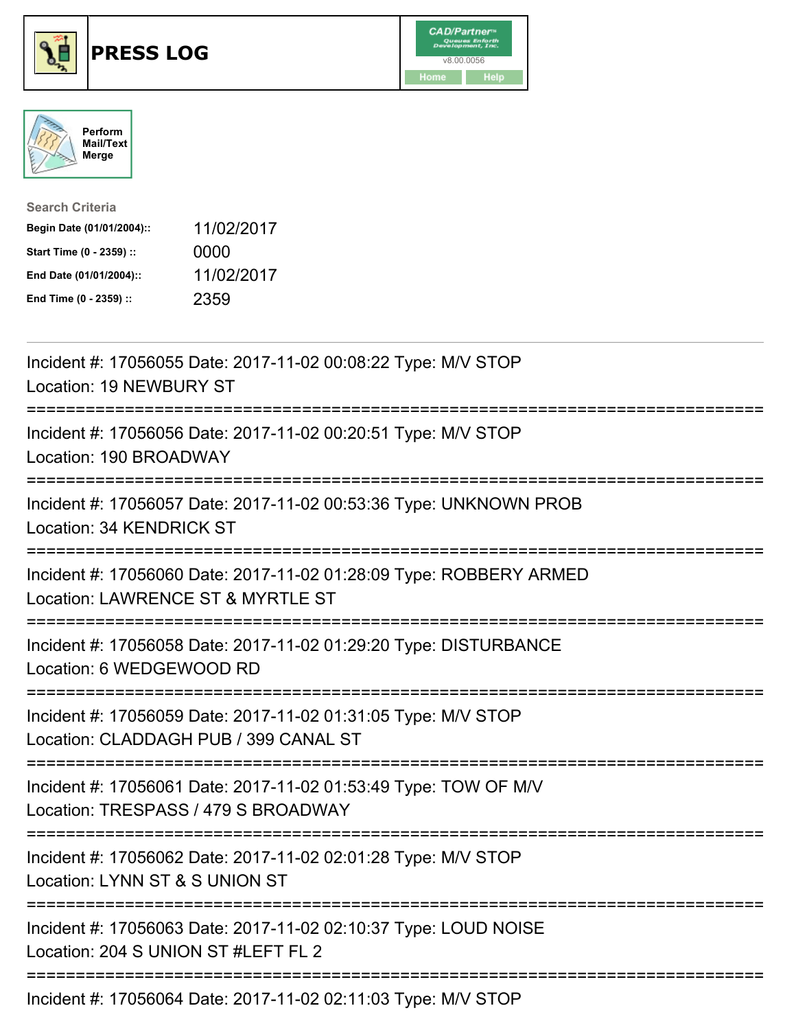# PRESS LOG

Perform Mail/Text Merge

**Search Criteria**

| | |
|---|---|
| **Begin Date (01/01/2004)::** | 11/02/2017 |
| **Start Time (0 - 2359) ::** | 0000 |
| **End Date (01/01/2004)::** | 11/02/2017 |
| **End Time (0 - 2359) ::** | 2359 |

Incident #: 17056055 Date: 2017-11-02 00:08:22 Type: M/V STOP
Location: 19 NEWBURY ST

===========================================================================

Incident #: 17056056 Date: 2017-11-02 00:20:51 Type: M/V STOP
Location: 190 BROADWAY

===========================================================================

Incident #: 17056057 Date: 2017-11-02 00:53:36 Type: UNKNOWN PROB
Location: 34 KENDRICK ST

===========================================================================

Incident #: 17056060 Date: 2017-11-02 01:28:09 Type: ROBBERY ARMED
Location: LAWRENCE ST & MYRTLE ST

===========================================================================

Incident #: 17056058 Date: 2017-11-02 01:29:20 Type: DISTURBANCE
Location: 6 WEDGEWOOD RD

===========================================================================

Incident #: 17056059 Date: 2017-11-02 01:31:05 Type: M/V STOP
Location: CLADDAGH PUB / 399 CANAL ST

===========================================================================

Incident #: 17056061 Date: 2017-11-02 01:53:49 Type: TOW OF M/V
Location: TRESPASS / 479 S BROADWAY

===========================================================================

Incident #: 17056062 Date: 2017-11-02 02:01:28 Type: M/V STOP
Location: LYNN ST & S UNION ST

===========================================================================

Incident #: 17056063 Date: 2017-11-02 02:10:37 Type: LOUD NOISE
Location: 204 S UNION ST #LEFT FL 2

===========================================================================

Incident #: 17056064 Date: 2017-11-02 02:11:03 Type: M/V STOP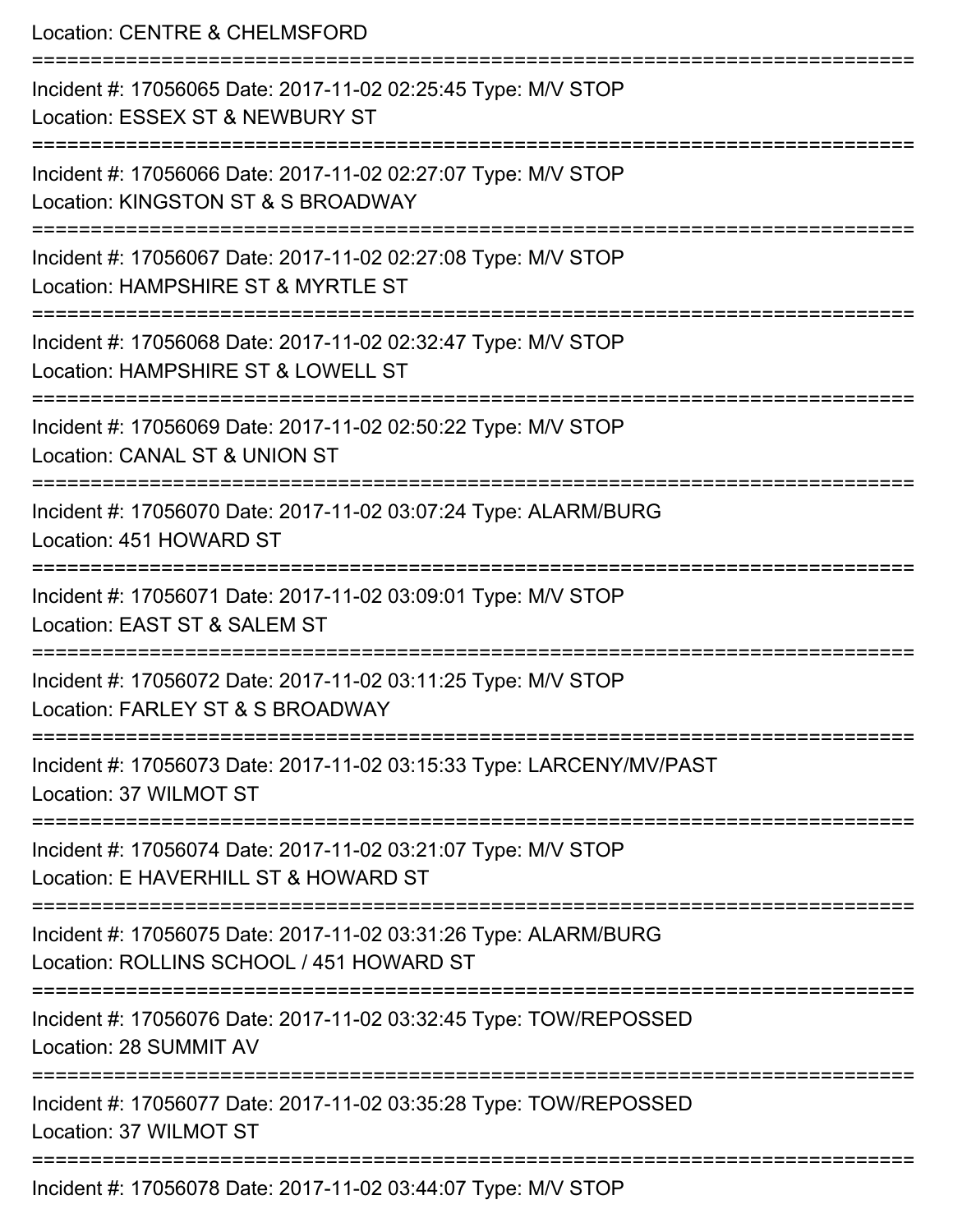Location: CENTRE & CHELMSFORD

===========================================================================

Incident #: 17056065 Date: 2017-11-02 02:25:45 Type: M/V STOP
Location: ESSEX ST & NEWBURY ST

===========================================================================

Incident #: 17056066 Date: 2017-11-02 02:27:07 Type: M/V STOP
Location: KINGSTON ST & S BROADWAY

===========================================================================

Incident #: 17056067 Date: 2017-11-02 02:27:08 Type: M/V STOP
Location: HAMPSHIRE ST & MYRTLE ST

===========================================================================

Incident #: 17056068 Date: 2017-11-02 02:32:47 Type: M/V STOP
Location: HAMPSHIRE ST & LOWELL ST

===========================================================================

Incident #: 17056069 Date: 2017-11-02 02:50:22 Type: M/V STOP
Location: CANAL ST & UNION ST

===========================================================================

Incident #: 17056070 Date: 2017-11-02 03:07:24 Type: ALARM/BURG
Location: 451 HOWARD ST

===========================================================================

Incident #: 17056071 Date: 2017-11-02 03:09:01 Type: M/V STOP
Location: EAST ST & SALEM ST

===========================================================================

Incident #: 17056072 Date: 2017-11-02 03:11:25 Type: M/V STOP
Location: FARLEY ST & S BROADWAY

===========================================================================

Incident #: 17056073 Date: 2017-11-02 03:15:33 Type: LARCENY/MV/PAST
Location: 37 WILMOT ST

===========================================================================

Incident #: 17056074 Date: 2017-11-02 03:21:07 Type: M/V STOP
Location: E HAVERHILL ST & HOWARD ST

===========================================================================

Incident #: 17056075 Date: 2017-11-02 03:31:26 Type: ALARM/BURG
Location: ROLLINS SCHOOL / 451 HOWARD ST

===========================================================================

Incident #: 17056076 Date: 2017-11-02 03:32:45 Type: TOW/REPOSSED
Location: 28 SUMMIT AV

===========================================================================

Incident #: 17056077 Date: 2017-11-02 03:35:28 Type: TOW/REPOSSED
Location: 37 WILMOT ST

===========================================================================

Incident #: 17056078 Date: 2017-11-02 03:44:07 Type: M/V STOP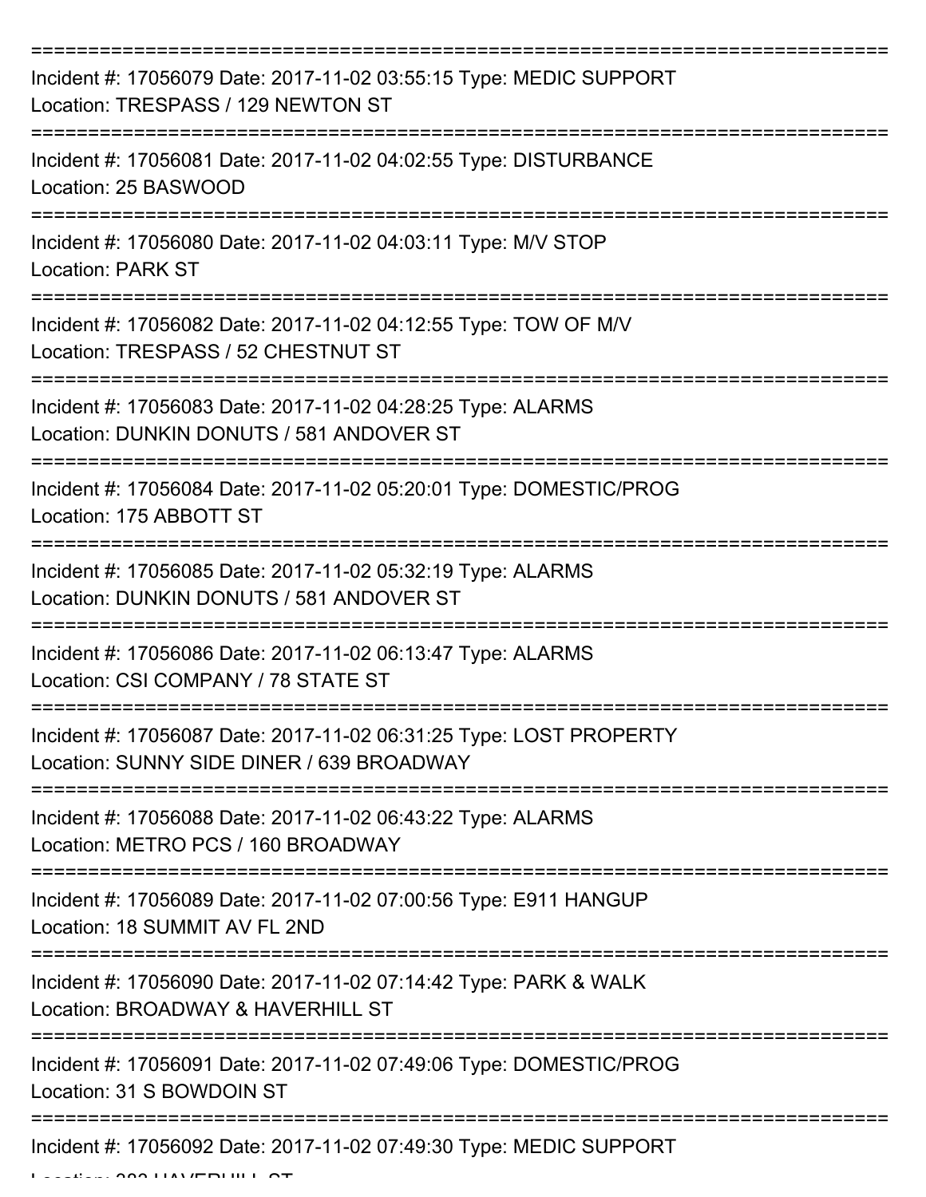Incident #: 17056079 Date: 2017-11-02 03:55:15 Type: MEDIC SUPPORT
Location: TRESPASS / 129 NEWTON ST

---

Incident #: 17056081 Date: 2017-11-02 04:02:55 Type: DISTURBANCE
Location: 25 BASWOOD

---

Incident #: 17056080 Date: 2017-11-02 04:03:11 Type: M/V STOP
Location: PARK ST

---

Incident #: 17056082 Date: 2017-11-02 04:12:55 Type: TOW OF M/V
Location: TRESPASS / 52 CHESTNUT ST

---

Incident #: 17056083 Date: 2017-11-02 04:28:25 Type: ALARMS
Location: DUNKIN DONUTS / 581 ANDOVER ST

---

Incident #: 17056084 Date: 2017-11-02 05:20:01 Type: DOMESTIC/PROG
Location: 175 ABBOTT ST

---

Incident #: 17056085 Date: 2017-11-02 05:32:19 Type: ALARMS
Location: DUNKIN DONUTS / 581 ANDOVER ST

---

Incident #: 17056086 Date: 2017-11-02 06:13:47 Type: ALARMS
Location: CSI COMPANY / 78 STATE ST

---

Incident #: 17056087 Date: 2017-11-02 06:31:25 Type: LOST PROPERTY
Location: SUNNY SIDE DINER / 639 BROADWAY

---

Incident #: 17056088 Date: 2017-11-02 06:43:22 Type: ALARMS
Location: METRO PCS / 160 BROADWAY

---

Incident #: 17056089 Date: 2017-11-02 07:00:56 Type: E911 HANGUP
Location: 18 SUMMIT AV FL 2ND

---

Incident #: 17056090 Date: 2017-11-02 07:14:42 Type: PARK & WALK
Location: BROADWAY & HAVERHILL ST

---

Incident #: 17056091 Date: 2017-11-02 07:49:06 Type: DOMESTIC/PROG
Location: 31 S BOWDOIN ST

---

Incident #: 17056092 Date: 2017-11-02 07:49:30 Type: MEDIC SUPPORT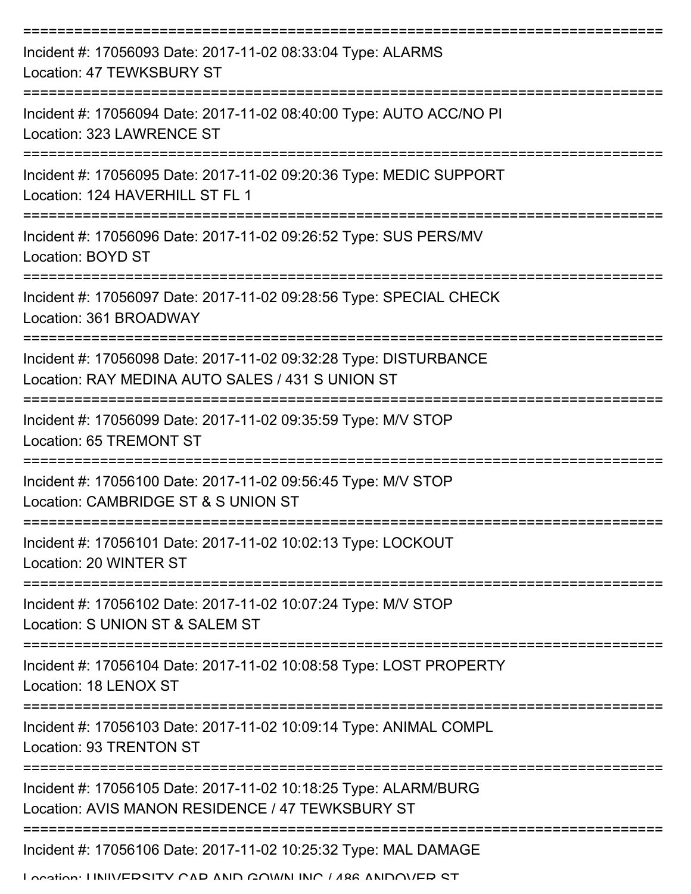===========================================================================
Incident #: 17056093 Date: 2017-11-02 08:33:04 Type: ALARMS
Location: 47 TEWKSBURY ST
===========================================================================
Incident #: 17056094 Date: 2017-11-02 08:40:00 Type: AUTO ACC/NO PI
Location: 323 LAWRENCE ST
===========================================================================
Incident #: 17056095 Date: 2017-11-02 09:20:36 Type: MEDIC SUPPORT
Location: 124 HAVERHILL ST FL 1
===========================================================================
Incident #: 17056096 Date: 2017-11-02 09:26:52 Type: SUS PERS/MV
Location: BOYD ST
===========================================================================
Incident #: 17056097 Date: 2017-11-02 09:28:56 Type: SPECIAL CHECK
Location: 361 BROADWAY
===========================================================================
Incident #: 17056098 Date: 2017-11-02 09:32:28 Type: DISTURBANCE
Location: RAY MEDINA AUTO SALES / 431 S UNION ST
===========================================================================
Incident #: 17056099 Date: 2017-11-02 09:35:59 Type: M/V STOP
Location: 65 TREMONT ST
===========================================================================
Incident #: 17056100 Date: 2017-11-02 09:56:45 Type: M/V STOP
Location: CAMBRIDGE ST & S UNION ST
===========================================================================
Incident #: 17056101 Date: 2017-11-02 10:02:13 Type: LOCKOUT
Location: 20 WINTER ST
===========================================================================
Incident #: 17056102 Date: 2017-11-02 10:07:24 Type: M/V STOP
Location: S UNION ST & SALEM ST
===========================================================================
Incident #: 17056104 Date: 2017-11-02 10:08:58 Type: LOST PROPERTY
Location: 18 LENOX ST
===========================================================================
Incident #: 17056103 Date: 2017-11-02 10:09:14 Type: ANIMAL COMPL
Location: 93 TRENTON ST
===========================================================================
Incident #: 17056105 Date: 2017-11-02 10:18:25 Type: ALARM/BURG
Location: AVIS MANON RESIDENCE / 47 TEWKSBURY ST
===========================================================================
Incident #: 17056106 Date: 2017-11-02 10:25:32 Type: MAL DAMAGE
Location: UNIVERSITY CAP AND GOWN INC / 486 ANDOVER ST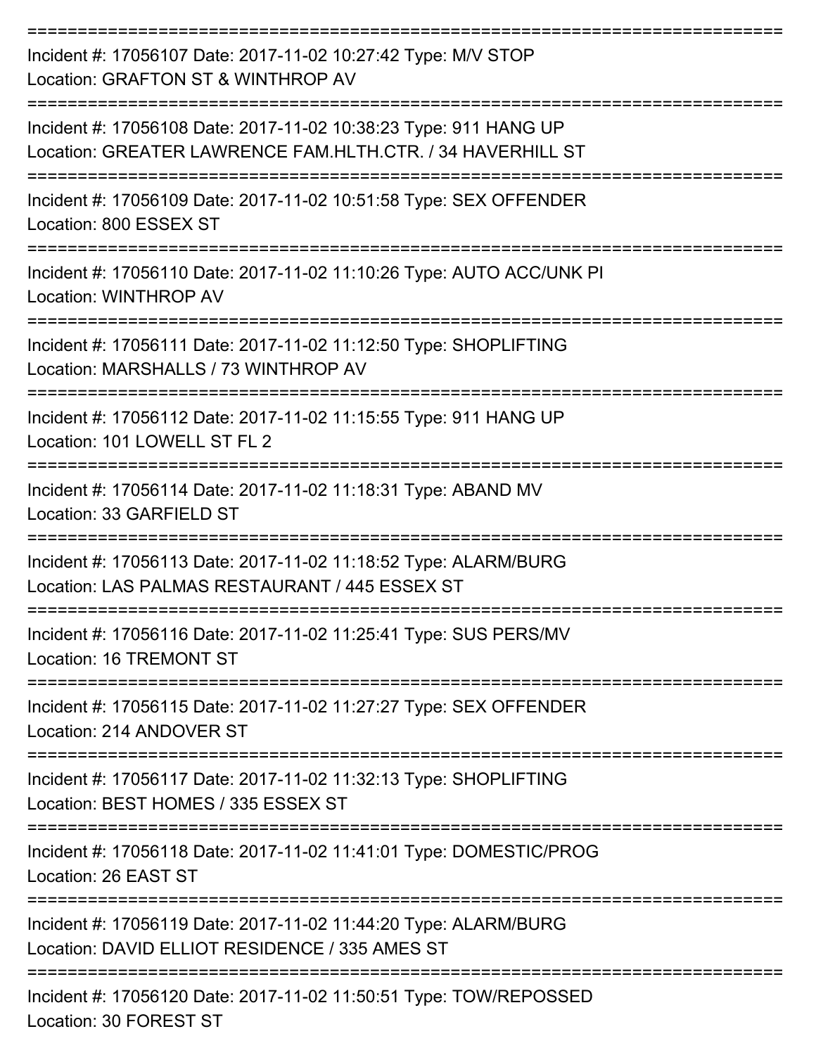===========================================================================

Incident #: 17056107 Date: 2017-11-02 10:27:42 Type: M/V STOP

Location: GRAFTON ST & WINTHROP AV

===========================================================================

Incident #: 17056108 Date: 2017-11-02 10:38:23 Type: 911 HANG UP

Location: GREATER LAWRENCE FAM.HLTH.CTR. / 34 HAVERHILL ST

===========================================================================

Incident #: 17056109 Date: 2017-11-02 10:51:58 Type: SEX OFFENDER

Location: 800 ESSEX ST

===========================================================================

Incident #: 17056110 Date: 2017-11-02 11:10:26 Type: AUTO ACC/UNK PI

Location: WINTHROP AV

===========================================================================

Incident #: 17056111 Date: 2017-11-02 11:12:50 Type: SHOPLIFTING

Location: MARSHALLS / 73 WINTHROP AV

===========================================================================

Incident #: 17056112 Date: 2017-11-02 11:15:55 Type: 911 HANG UP

Location: 101 LOWELL ST FL 2

===========================================================================

Incident #: 17056114 Date: 2017-11-02 11:18:31 Type: ABAND MV

Location: 33 GARFIELD ST

===========================================================================

Incident #: 17056113 Date: 2017-11-02 11:18:52 Type: ALARM/BURG

Location: LAS PALMAS RESTAURANT / 445 ESSEX ST

===========================================================================

Incident #: 17056116 Date: 2017-11-02 11:25:41 Type: SUS PERS/MV

Location: 16 TREMONT ST

===========================================================================

Incident #: 17056115 Date: 2017-11-02 11:27:27 Type: SEX OFFENDER

Location: 214 ANDOVER ST

===========================================================================

Incident #: 17056117 Date: 2017-11-02 11:32:13 Type: SHOPLIFTING

Location: BEST HOMES / 335 ESSEX ST

===========================================================================

Incident #: 17056118 Date: 2017-11-02 11:41:01 Type: DOMESTIC/PROG

Location: 26 EAST ST

===========================================================================

Incident #: 17056119 Date: 2017-11-02 11:44:20 Type: ALARM/BURG

Location: DAVID ELLIOT RESIDENCE / 335 AMES ST

===========================================================================

Incident #: 17056120 Date: 2017-11-02 11:50:51 Type: TOW/REPOSSED

Location: 30 FOREST ST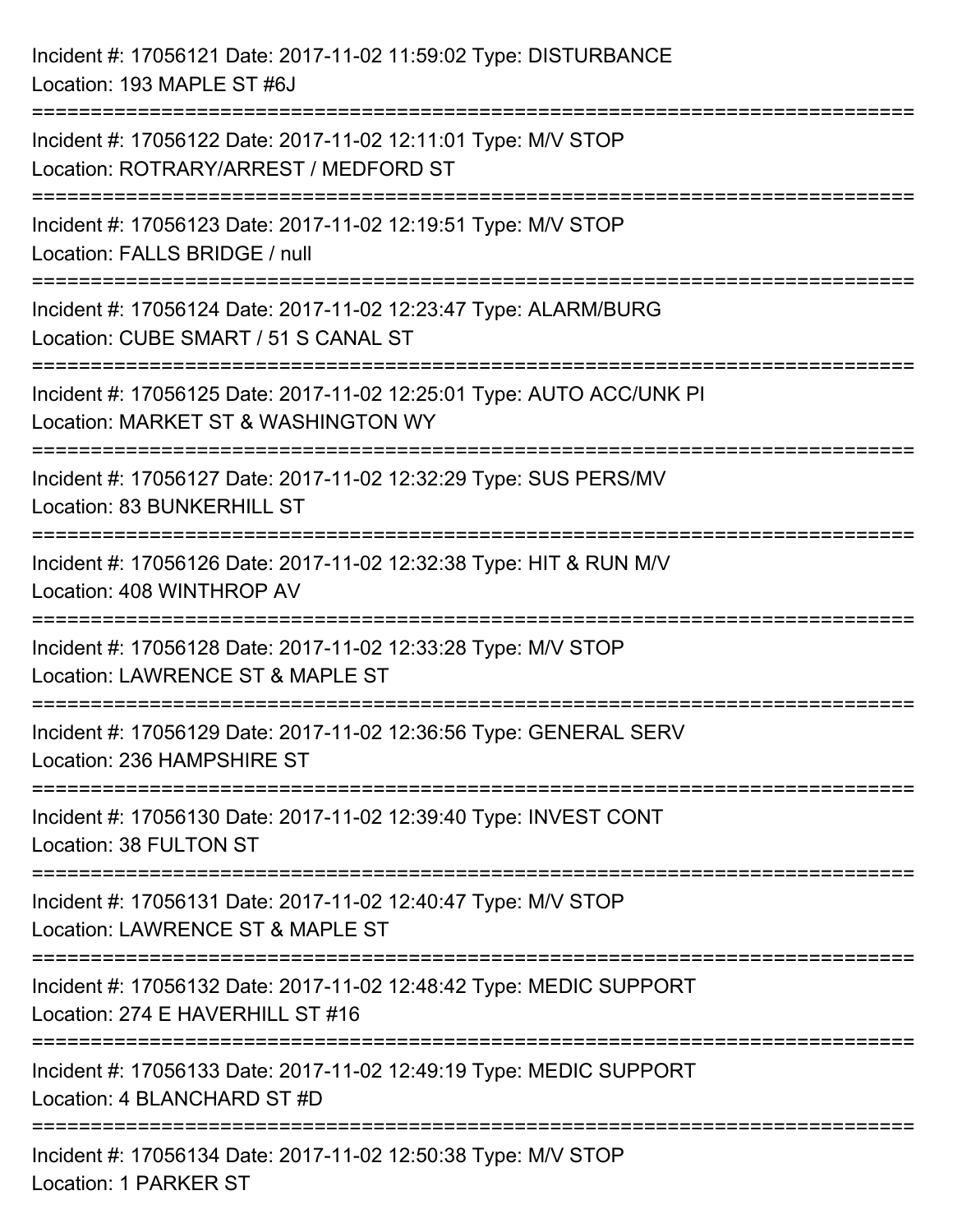Incident #: 17056121 Date: 2017-11-02 11:59:02 Type: DISTURBANCE
Location: 193 MAPLE ST #6J

===========================================================================

Incident #: 17056122 Date: 2017-11-02 12:11:01 Type: M/V STOP
Location: ROTRARY/ARREST / MEDFORD ST

===========================================================================

Incident #: 17056123 Date: 2017-11-02 12:19:51 Type: M/V STOP
Location: FALLS BRIDGE / null

===========================================================================

Incident #: 17056124 Date: 2017-11-02 12:23:47 Type: ALARM/BURG
Location: CUBE SMART / 51 S CANAL ST

===========================================================================

Incident #: 17056125 Date: 2017-11-02 12:25:01 Type: AUTO ACC/UNK PI
Location: MARKET ST & WASHINGTON WY

===========================================================================

Incident #: 17056127 Date: 2017-11-02 12:32:29 Type: SUS PERS/MV
Location: 83 BUNKERHILL ST

===========================================================================

Incident #: 17056126 Date: 2017-11-02 12:32:38 Type: HIT & RUN M/V
Location: 408 WINTHROP AV

===========================================================================

Incident #: 17056128 Date: 2017-11-02 12:33:28 Type: M/V STOP
Location: LAWRENCE ST & MAPLE ST

===========================================================================

Incident #: 17056129 Date: 2017-11-02 12:36:56 Type: GENERAL SERV
Location: 236 HAMPSHIRE ST

===========================================================================

Incident #: 17056130 Date: 2017-11-02 12:39:40 Type: INVEST CONT
Location: 38 FULTON ST

===========================================================================

Incident #: 17056131 Date: 2017-11-02 12:40:47 Type: M/V STOP
Location: LAWRENCE ST & MAPLE ST

===========================================================================

Incident #: 17056132 Date: 2017-11-02 12:48:42 Type: MEDIC SUPPORT
Location: 274 E HAVERHILL ST #16

===========================================================================

Incident #: 17056133 Date: 2017-11-02 12:49:19 Type: MEDIC SUPPORT
Location: 4 BLANCHARD ST #D

===========================================================================

Incident #: 17056134 Date: 2017-11-02 12:50:38 Type: M/V STOP
Location: 1 PARKER ST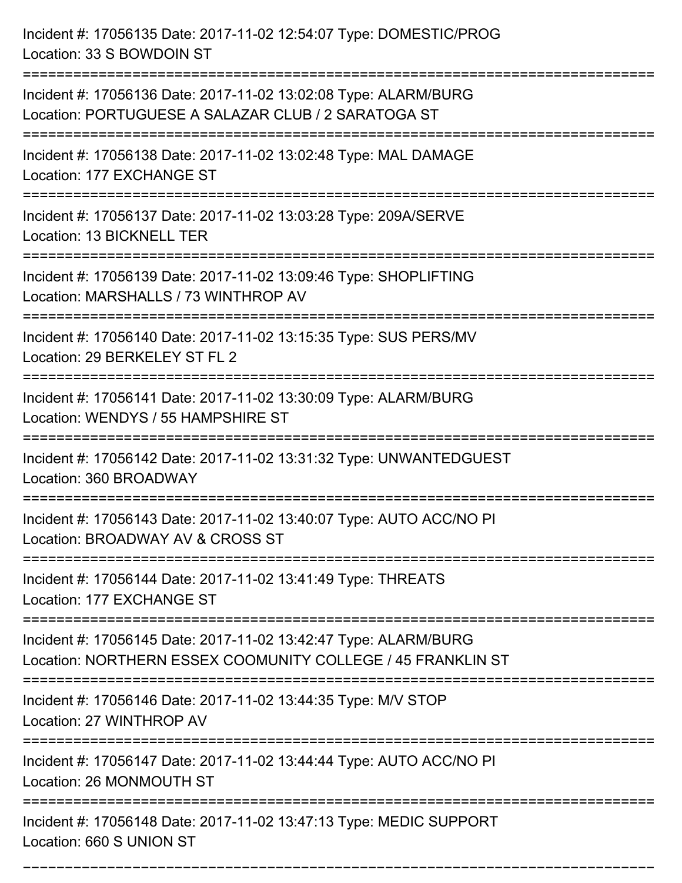Incident #: 17056135 Date: 2017-11-02 12:54:07 Type: DOMESTIC/PROG
Location: 33 S BOWDOIN ST

===========================================================================

Incident #: 17056136 Date: 2017-11-02 13:02:08 Type: ALARM/BURG
Location: PORTUGUESE A SALAZAR CLUB / 2 SARATOGA ST

===========================================================================

Incident #: 17056138 Date: 2017-11-02 13:02:48 Type: MAL DAMAGE
Location: 177 EXCHANGE ST

===========================================================================

Incident #: 17056137 Date: 2017-11-02 13:03:28 Type: 209A/SERVE
Location: 13 BICKNELL TER

===========================================================================

Incident #: 17056139 Date: 2017-11-02 13:09:46 Type: SHOPLIFTING
Location: MARSHALLS / 73 WINTHROP AV

===========================================================================

Incident #: 17056140 Date: 2017-11-02 13:15:35 Type: SUS PERS/MV
Location: 29 BERKELEY ST FL 2

===========================================================================

Incident #: 17056141 Date: 2017-11-02 13:30:09 Type: ALARM/BURG
Location: WENDYS / 55 HAMPSHIRE ST

===========================================================================

Incident #: 17056142 Date: 2017-11-02 13:31:32 Type: UNWANTEDGUEST
Location: 360 BROADWAY

===========================================================================

Incident #: 17056143 Date: 2017-11-02 13:40:07 Type: AUTO ACC/NO PI
Location: BROADWAY AV & CROSS ST

===========================================================================

Incident #: 17056144 Date: 2017-11-02 13:41:49 Type: THREATS
Location: 177 EXCHANGE ST

===========================================================================

Incident #: 17056145 Date: 2017-11-02 13:42:47 Type: ALARM/BURG
Location: NORTHERN ESSEX COOMUNITY COLLEGE / 45 FRANKLIN ST

===========================================================================

Incident #: 17056146 Date: 2017-11-02 13:44:35 Type: M/V STOP
Location: 27 WINTHROP AV

===========================================================================

Incident #: 17056147 Date: 2017-11-02 13:44:44 Type: AUTO ACC/NO PI
Location: 26 MONMOUTH ST

===========================================================================

Incident #: 17056148 Date: 2017-11-02 13:47:13 Type: MEDIC SUPPORT
Location: 660 S UNION ST

===========================================================================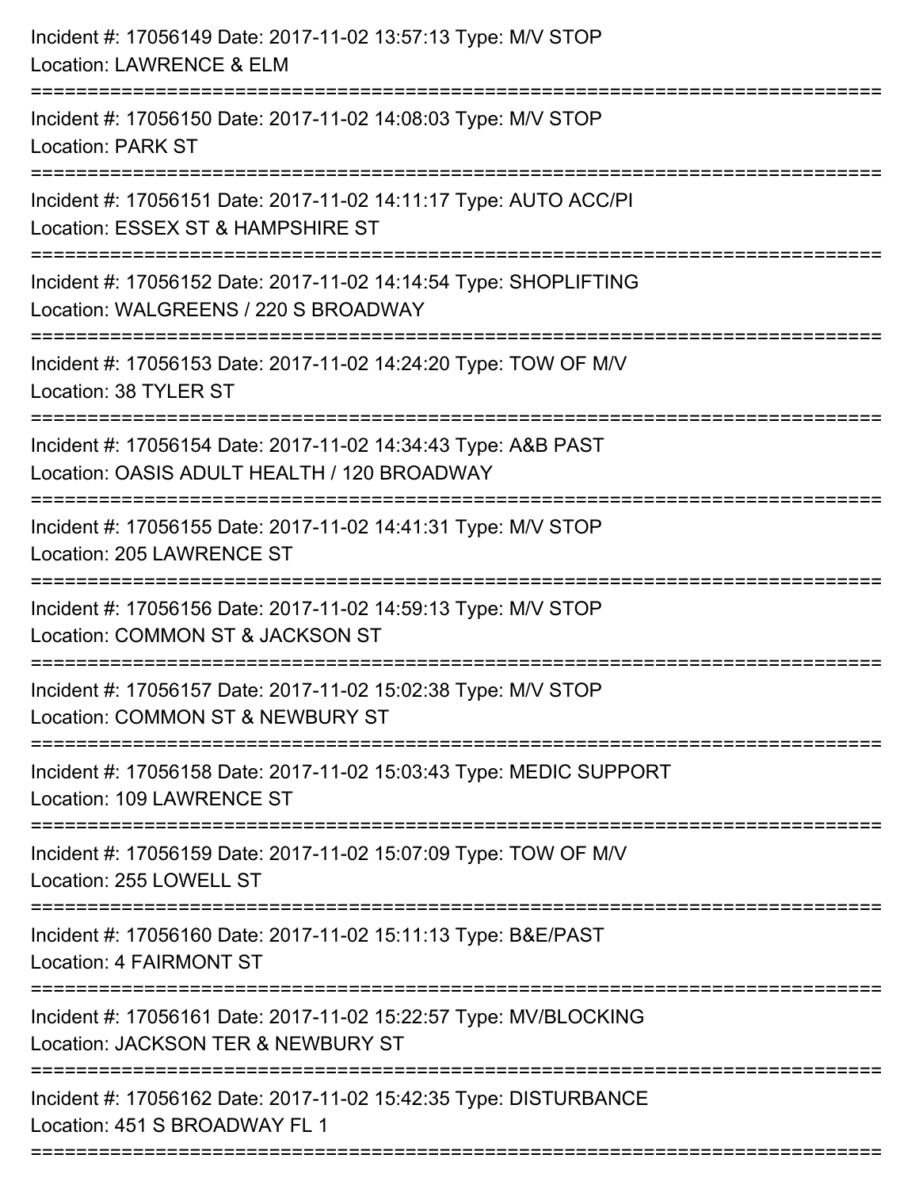Incident #: 17056149 Date: 2017-11-02 13:57:13 Type: M/V STOP
Location: LAWRENCE & ELM

===========================================================================

Incident #: 17056150 Date: 2017-11-02 14:08:03 Type: M/V STOP
Location: PARK ST

===========================================================================

Incident #: 17056151 Date: 2017-11-02 14:11:17 Type: AUTO ACC/PI
Location: ESSEX ST & HAMPSHIRE ST

===========================================================================

Incident #: 17056152 Date: 2017-11-02 14:14:54 Type: SHOPLIFTING
Location: WALGREENS / 220 S BROADWAY

===========================================================================

Incident #: 17056153 Date: 2017-11-02 14:24:20 Type: TOW OF M/V
Location: 38 TYLER ST

===========================================================================

Incident #: 17056154 Date: 2017-11-02 14:34:43 Type: A&B PAST
Location: OASIS ADULT HEALTH / 120 BROADWAY

===========================================================================

Incident #: 17056155 Date: 2017-11-02 14:41:31 Type: M/V STOP
Location: 205 LAWRENCE ST

===========================================================================

Incident #: 17056156 Date: 2017-11-02 14:59:13 Type: M/V STOP
Location: COMMON ST & JACKSON ST

===========================================================================

Incident #: 17056157 Date: 2017-11-02 15:02:38 Type: M/V STOP
Location: COMMON ST & NEWBURY ST

===========================================================================

Incident #: 17056158 Date: 2017-11-02 15:03:43 Type: MEDIC SUPPORT
Location: 109 LAWRENCE ST

===========================================================================

Incident #: 17056159 Date: 2017-11-02 15:07:09 Type: TOW OF M/V
Location: 255 LOWELL ST

===========================================================================

Incident #: 17056160 Date: 2017-11-02 15:11:13 Type: B&E/PAST
Location: 4 FAIRMONT ST

===========================================================================

Incident #: 17056161 Date: 2017-11-02 15:22:57 Type: MV/BLOCKING
Location: JACKSON TER & NEWBURY ST

===========================================================================

Incident #: 17056162 Date: 2017-11-02 15:42:35 Type: DISTURBANCE
Location: 451 S BROADWAY FL 1

===========================================================================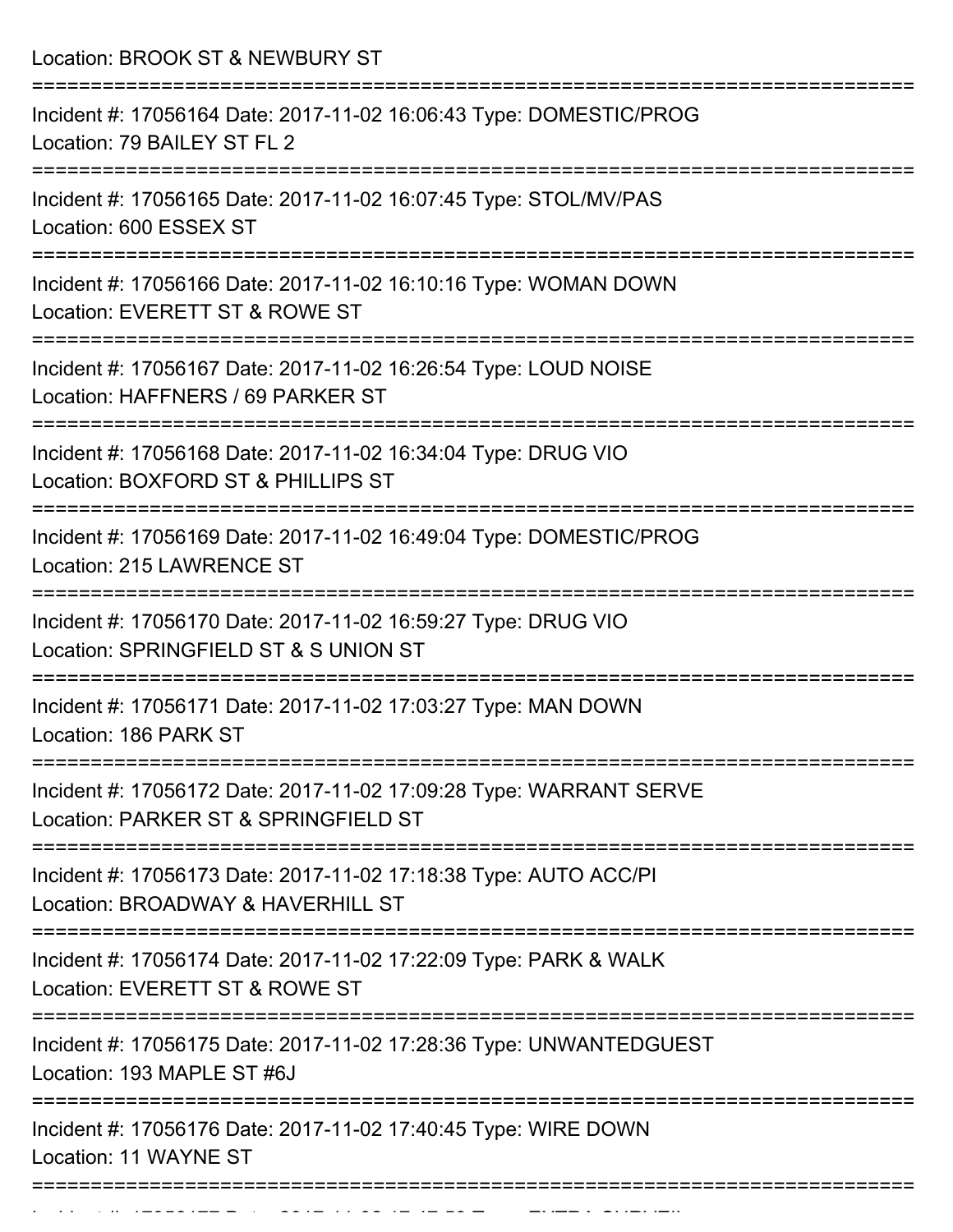Location: BROOK ST & NEWBURY ST

===========================================================================

Incident #: 17056164 Date: 2017-11-02 16:06:43 Type: DOMESTIC/PROG

Location: 79 BAILEY ST FL 2

===========================================================================

Incident #: 17056165 Date: 2017-11-02 16:07:45 Type: STOL/MV/PAS

Location: 600 ESSEX ST

===========================================================================

Incident #: 17056166 Date: 2017-11-02 16:10:16 Type: WOMAN DOWN

Location: EVERETT ST & ROWE ST

===========================================================================

Incident #: 17056167 Date: 2017-11-02 16:26:54 Type: LOUD NOISE

Location: HAFFNERS / 69 PARKER ST

===========================================================================

Incident #: 17056168 Date: 2017-11-02 16:34:04 Type: DRUG VIO

Location: BOXFORD ST & PHILLIPS ST

===========================================================================

Incident #: 17056169 Date: 2017-11-02 16:49:04 Type: DOMESTIC/PROG

Location: 215 LAWRENCE ST

===========================================================================

Incident #: 17056170 Date: 2017-11-02 16:59:27 Type: DRUG VIO

Location: SPRINGFIELD ST & S UNION ST

===========================================================================

Incident #: 17056171 Date: 2017-11-02 17:03:27 Type: MAN DOWN

Location: 186 PARK ST

===========================================================================

Incident #: 17056172 Date: 2017-11-02 17:09:28 Type: WARRANT SERVE

Location: PARKER ST & SPRINGFIELD ST

===========================================================================

Incident #: 17056173 Date: 2017-11-02 17:18:38 Type: AUTO ACC/PI

Location: BROADWAY & HAVERHILL ST

===========================================================================

Incident #: 17056174 Date: 2017-11-02 17:22:09 Type: PARK & WALK

Location: EVERETT ST & ROWE ST

===========================================================================

Incident #: 17056175 Date: 2017-11-02 17:28:36 Type: UNWANTEDGUEST

Location: 193 MAPLE ST #6J

===========================================================================

Incident #: 17056176 Date: 2017-11-02 17:40:45 Type: WIRE DOWN

Location: 11 WAYNE ST

===========================================================================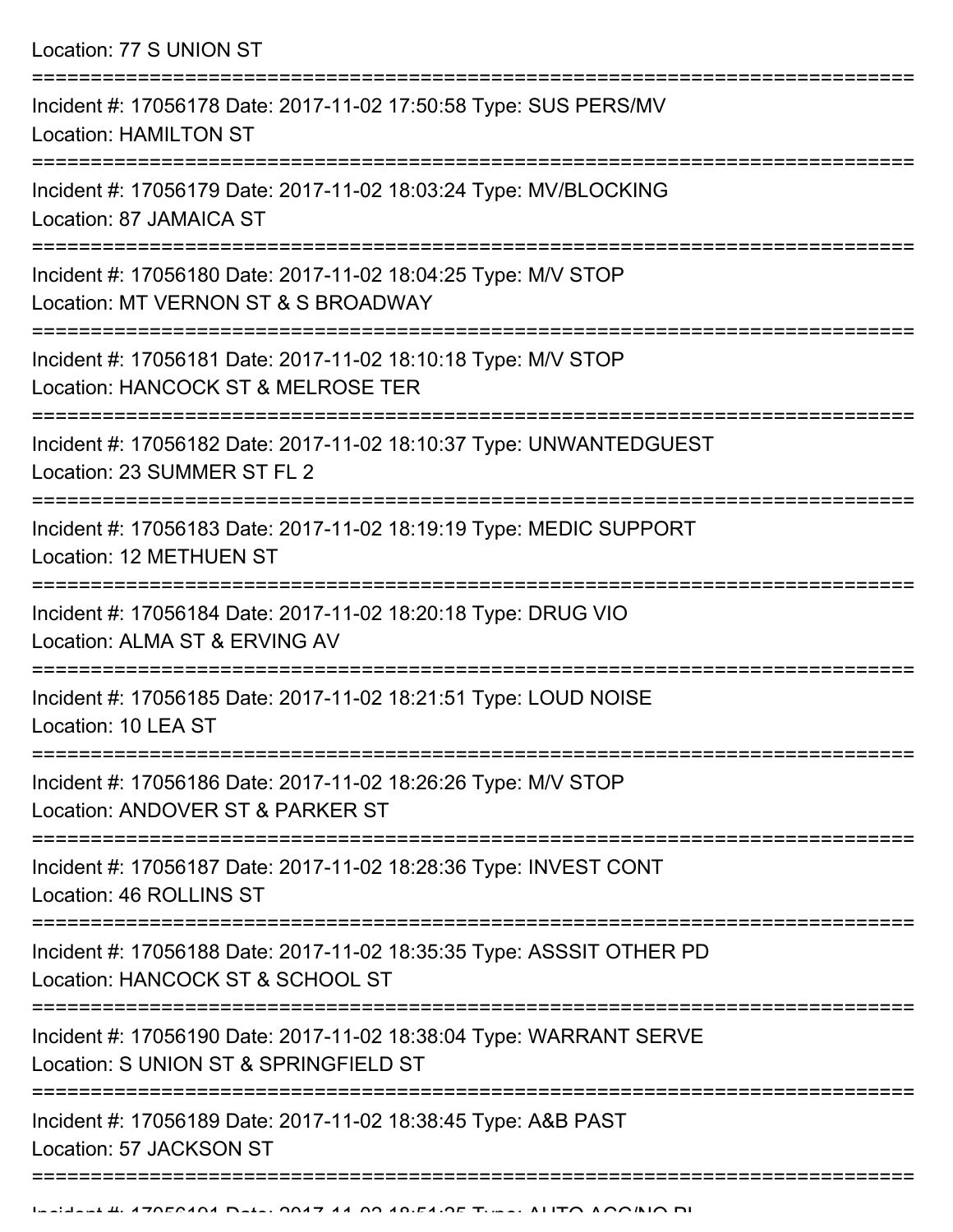Location: 77 S UNION ST

===========================================================================

Incident #: 17056178 Date: 2017-11-02 17:50:58 Type: SUS PERS/MV
Location: HAMILTON ST

===========================================================================

Incident #: 17056179 Date: 2017-11-02 18:03:24 Type: MV/BLOCKING
Location: 87 JAMAICA ST

===========================================================================

Incident #: 17056180 Date: 2017-11-02 18:04:25 Type: M/V STOP
Location: MT VERNON ST & S BROADWAY

===========================================================================

Incident #: 17056181 Date: 2017-11-02 18:10:18 Type: M/V STOP
Location: HANCOCK ST & MELROSE TER

===========================================================================

Incident #: 17056182 Date: 2017-11-02 18:10:37 Type: UNWANTEDGUEST
Location: 23 SUMMER ST FL 2

===========================================================================

Incident #: 17056183 Date: 2017-11-02 18:19:19 Type: MEDIC SUPPORT
Location: 12 METHUEN ST

===========================================================================

Incident #: 17056184 Date: 2017-11-02 18:20:18 Type: DRUG VIO
Location: ALMA ST & ERVING AV

===========================================================================

Incident #: 17056185 Date: 2017-11-02 18:21:51 Type: LOUD NOISE
Location: 10 LEA ST

===========================================================================

Incident #: 17056186 Date: 2017-11-02 18:26:26 Type: M/V STOP
Location: ANDOVER ST & PARKER ST

===========================================================================

Incident #: 17056187 Date: 2017-11-02 18:28:36 Type: INVEST CONT
Location: 46 ROLLINS ST

===========================================================================

Incident #: 17056188 Date: 2017-11-02 18:35:35 Type: ASSSIT OTHER PD
Location: HANCOCK ST & SCHOOL ST

===========================================================================

Incident #: 17056190 Date: 2017-11-02 18:38:04 Type: WARRANT SERVE
Location: S UNION ST & SPRINGFIELD ST

===========================================================================

Incident #: 17056189 Date: 2017-11-02 18:38:45 Type: A&B PAST
Location: 57 JACKSON ST

===========================================================================

Incident #: 17056191 Date: 2017-11-02 18:51:35 Type: AUTO ACC/NO PI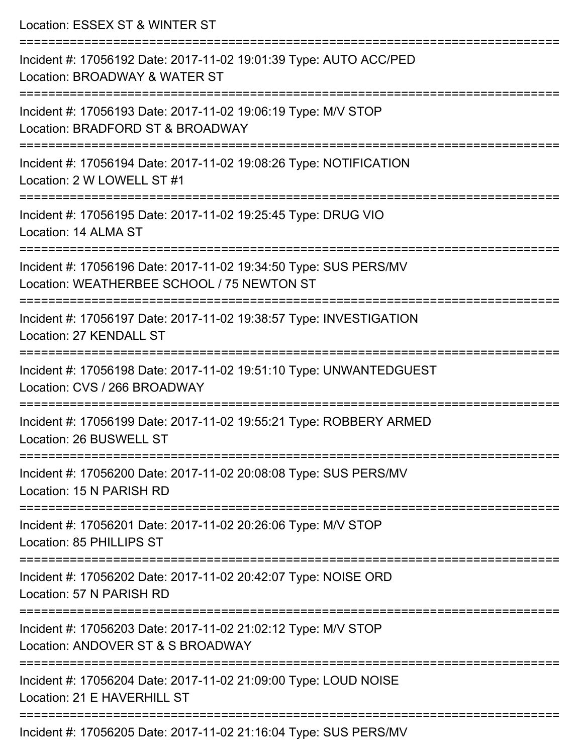Location: ESSEX ST & WINTER ST

===========================================================================

Incident #: 17056192 Date: 2017-11-02 19:01:39 Type: AUTO ACC/PED
Location: BROADWAY & WATER ST

===========================================================================

Incident #: 17056193 Date: 2017-11-02 19:06:19 Type: M/V STOP
Location: BRADFORD ST & BROADWAY

===========================================================================

Incident #: 17056194 Date: 2017-11-02 19:08:26 Type: NOTIFICATION
Location: 2 W LOWELL ST #1

===========================================================================

Incident #: 17056195 Date: 2017-11-02 19:25:45 Type: DRUG VIO
Location: 14 ALMA ST

===========================================================================

Incident #: 17056196 Date: 2017-11-02 19:34:50 Type: SUS PERS/MV
Location: WEATHERBEE SCHOOL / 75 NEWTON ST

===========================================================================

Incident #: 17056197 Date: 2017-11-02 19:38:57 Type: INVESTIGATION
Location: 27 KENDALL ST

===========================================================================

Incident #: 17056198 Date: 2017-11-02 19:51:10 Type: UNWANTEDGUEST
Location: CVS / 266 BROADWAY

===========================================================================

Incident #: 17056199 Date: 2017-11-02 19:55:21 Type: ROBBERY ARMED
Location: 26 BUSWELL ST

===========================================================================

Incident #: 17056200 Date: 2017-11-02 20:08:08 Type: SUS PERS/MV
Location: 15 N PARISH RD

===========================================================================

Incident #: 17056201 Date: 2017-11-02 20:26:06 Type: M/V STOP
Location: 85 PHILLIPS ST

===========================================================================

Incident #: 17056202 Date: 2017-11-02 20:42:07 Type: NOISE ORD
Location: 57 N PARISH RD

===========================================================================

Incident #: 17056203 Date: 2017-11-02 21:02:12 Type: M/V STOP
Location: ANDOVER ST & S BROADWAY

===========================================================================

Incident #: 17056204 Date: 2017-11-02 21:09:00 Type: LOUD NOISE
Location: 21 E HAVERHILL ST

===========================================================================

Incident #: 17056205 Date: 2017-11-02 21:16:04 Type: SUS PERS/MV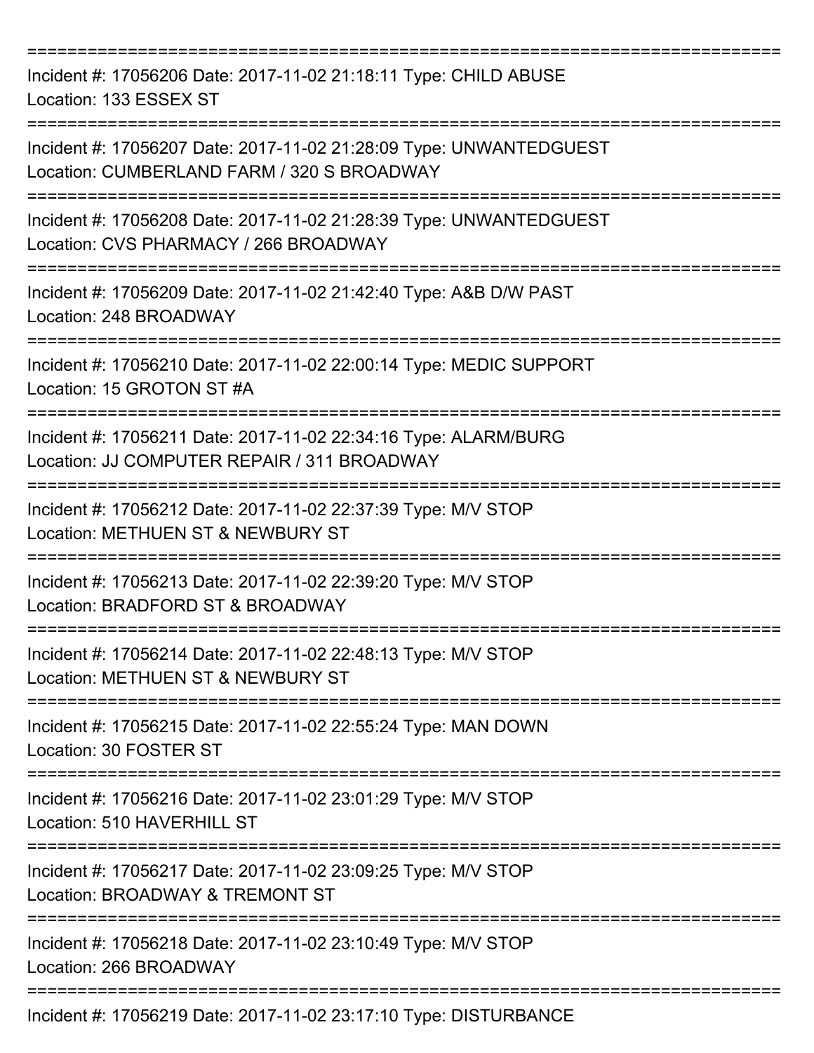===========================================================================

Incident #: 17056206 Date: 2017-11-02 21:18:11 Type: CHILD ABUSE
Location: 133 ESSEX ST

===========================================================================

Incident #: 17056207 Date: 2017-11-02 21:28:09 Type: UNWANTEDGUEST
Location: CUMBERLAND FARM / 320 S BROADWAY

===========================================================================

Incident #: 17056208 Date: 2017-11-02 21:28:39 Type: UNWANTEDGUEST
Location: CVS PHARMACY / 266 BROADWAY

===========================================================================

Incident #: 17056209 Date: 2017-11-02 21:42:40 Type: A&B D/W PAST
Location: 248 BROADWAY

===========================================================================

Incident #: 17056210 Date: 2017-11-02 22:00:14 Type: MEDIC SUPPORT
Location: 15 GROTON ST #A

===========================================================================

Incident #: 17056211 Date: 2017-11-02 22:34:16 Type: ALARM/BURG
Location: JJ COMPUTER REPAIR / 311 BROADWAY

===========================================================================

Incident #: 17056212 Date: 2017-11-02 22:37:39 Type: M/V STOP
Location: METHUEN ST & NEWBURY ST

===========================================================================

Incident #: 17056213 Date: 2017-11-02 22:39:20 Type: M/V STOP
Location: BRADFORD ST & BROADWAY

===========================================================================

Incident #: 17056214 Date: 2017-11-02 22:48:13 Type: M/V STOP
Location: METHUEN ST & NEWBURY ST

===========================================================================

Incident #: 17056215 Date: 2017-11-02 22:55:24 Type: MAN DOWN
Location: 30 FOSTER ST

===========================================================================

Incident #: 17056216 Date: 2017-11-02 23:01:29 Type: M/V STOP
Location: 510 HAVERHILL ST

===========================================================================

Incident #: 17056217 Date: 2017-11-02 23:09:25 Type: M/V STOP
Location: BROADWAY & TREMONT ST

===========================================================================

Incident #: 17056218 Date: 2017-11-02 23:10:49 Type: M/V STOP
Location: 266 BROADWAY

===========================================================================

Incident #: 17056219 Date: 2017-11-02 23:17:10 Type: DISTURBANCE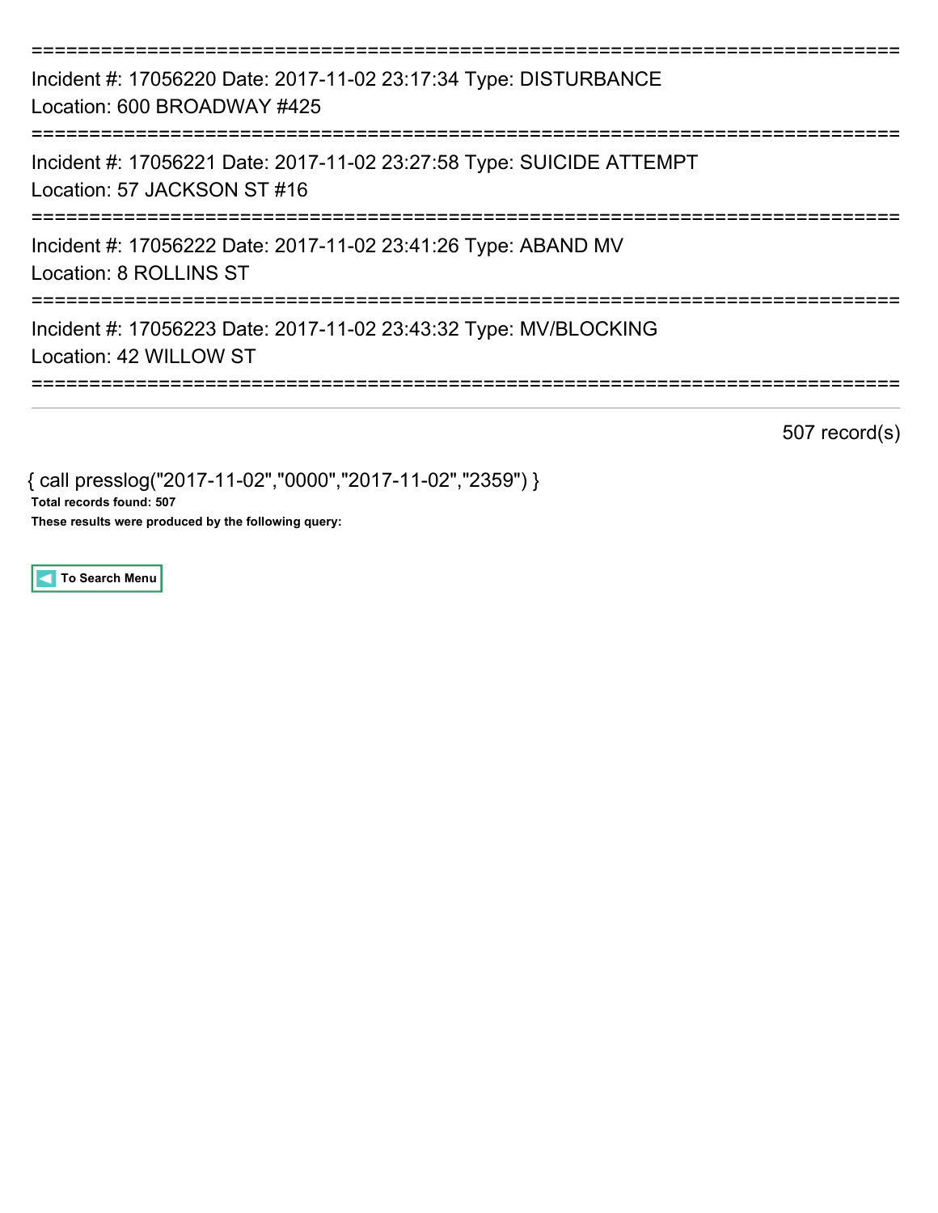===========================================================================

Incident #: 17056220 Date: 2017-11-02 23:17:34 Type: DISTURBANCE
Location: 600 BROADWAY #425

===========================================================================

Incident #: 17056221 Date: 2017-11-02 23:27:58 Type: SUICIDE ATTEMPT
Location: 57 JACKSON ST #16

===========================================================================

Incident #: 17056222 Date: 2017-11-02 23:41:26 Type: ABAND MV
Location: 8 ROLLINS ST

===========================================================================

Incident #: 17056223 Date: 2017-11-02 23:43:32 Type: MV/BLOCKING
Location: 42 WILLOW ST

===========================================================================

507 record(s)

{ call presslog("2017-11-02","0000","2017-11-02","2359") }

**Total records found: 507**

**These results were produced by the following query:**

To Search Menu